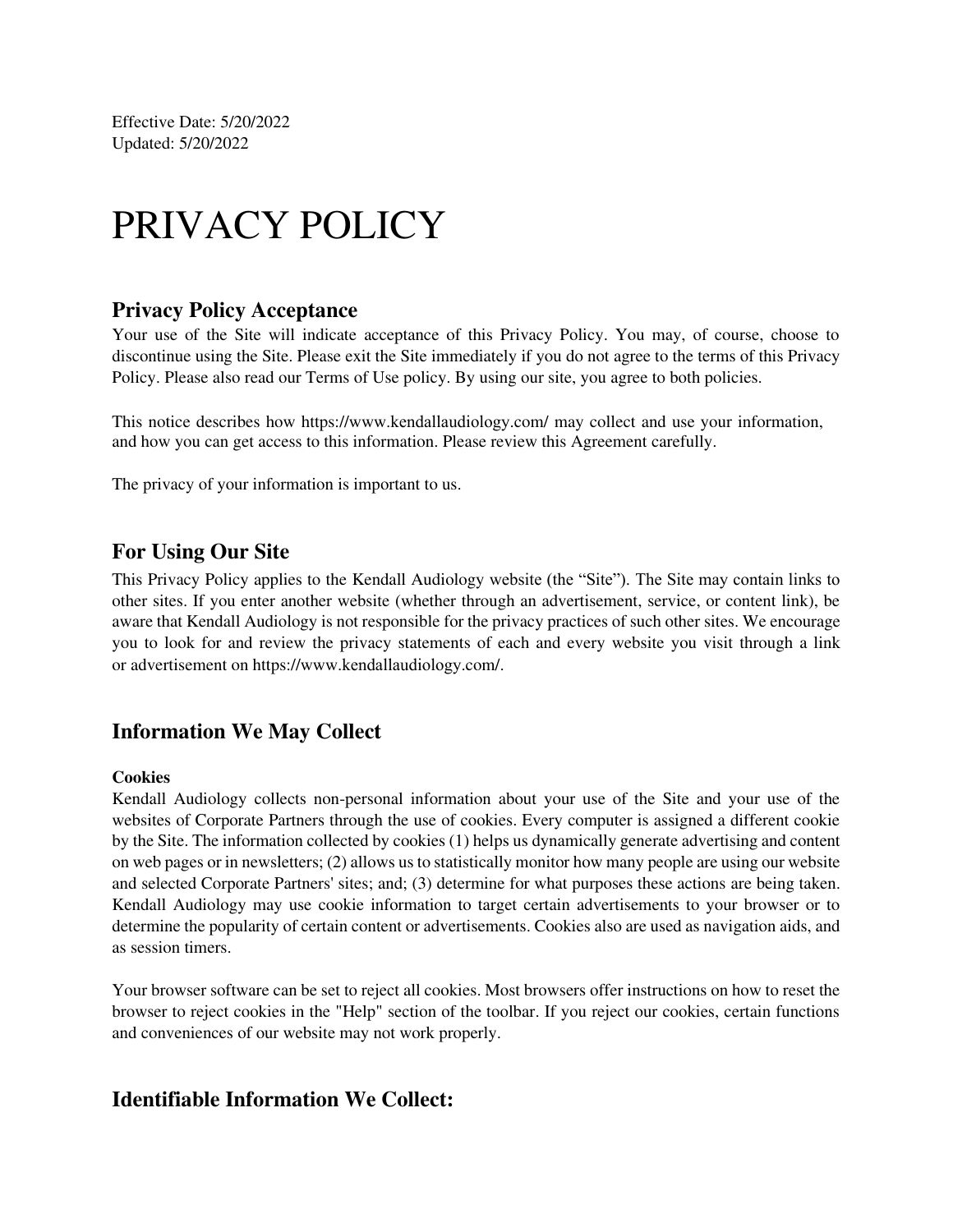Effective Date: 5/20/2022
Updated: 5/20/2022

# PRIVACY POLICY

## Privacy Policy Acceptance

Your use of the Site will indicate acceptance of this Privacy Policy. You may, of course, choose to discontinue using the Site. Please exit the Site immediately if you do not agree to the terms of this Privacy Policy. Please also read our Terms of Use policy. By using our site, you agree to both policies.

This notice describes how https://www.kendallaudiology.com/ may collect and use your information, and how you can get access to this information. Please review this Agreement carefully.

The privacy of your information is important to us.

## For Using Our Site

This Privacy Policy applies to the Kendall Audiology website (the "Site"). The Site may contain links to other sites. If you enter another website (whether through an advertisement, service, or content link), be aware that Kendall Audiology is not responsible for the privacy practices of such other sites. We encourage you to look for and review the privacy statements of each and every website you visit through a link or advertisement on https://www.kendallaudiology.com/.

## Information We May Collect

#### Cookies

Kendall Audiology collects non-personal information about your use of the Site and your use of the websites of Corporate Partners through the use of cookies. Every computer is assigned a different cookie by the Site. The information collected by cookies (1) helps us dynamically generate advertising and content on web pages or in newsletters; (2) allows us to statistically monitor how many people are using our website and selected Corporate Partners' sites; and; (3) determine for what purposes these actions are being taken. Kendall Audiology may use cookie information to target certain advertisements to your browser or to determine the popularity of certain content or advertisements. Cookies also are used as navigation aids, and as session timers.

Your browser software can be set to reject all cookies. Most browsers offer instructions on how to reset the browser to reject cookies in the "Help" section of the toolbar. If you reject our cookies, certain functions and conveniences of our website may not work properly.

## Identifiable Information We Collect: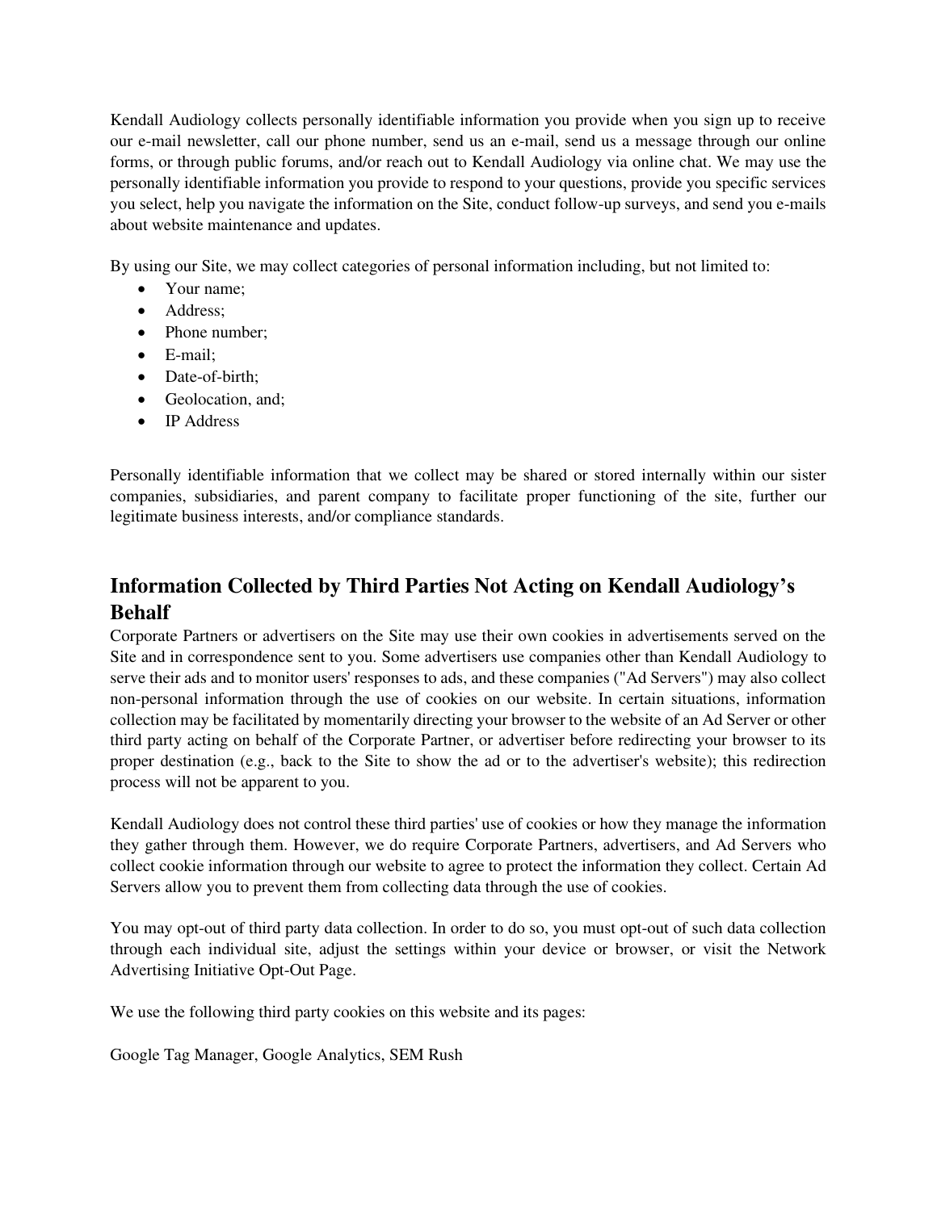Kendall Audiology collects personally identifiable information you provide when you sign up to receive our e-mail newsletter, call our phone number, send us an e-mail, send us a message through our online forms, or through public forums, and/or reach out to Kendall Audiology via online chat. We may use the personally identifiable information you provide to respond to your questions, provide you specific services you select, help you navigate the information on the Site, conduct follow-up surveys, and send you e-mails about website maintenance and updates.

By using our Site, we may collect categories of personal information including, but not limited to:

- Your name;
- Address;
- Phone number;
- E-mail;
- Date-of-birth;
- Geolocation, and;
- IP Address

Personally identifiable information that we collect may be shared or stored internally within our sister companies, subsidiaries, and parent company to facilitate proper functioning of the site, further our legitimate business interests, and/or compliance standards.

## Information Collected by Third Parties Not Acting on Kendall Audiology's Behalf

Corporate Partners or advertisers on the Site may use their own cookies in advertisements served on the Site and in correspondence sent to you. Some advertisers use companies other than Kendall Audiology to serve their ads and to monitor users' responses to ads, and these companies ("Ad Servers") may also collect non-personal information through the use of cookies on our website. In certain situations, information collection may be facilitated by momentarily directing your browser to the website of an Ad Server or other third party acting on behalf of the Corporate Partner, or advertiser before redirecting your browser to its proper destination (e.g., back to the Site to show the ad or to the advertiser's website); this redirection process will not be apparent to you.

Kendall Audiology does not control these third parties' use of cookies or how they manage the information they gather through them. However, we do require Corporate Partners, advertisers, and Ad Servers who collect cookie information through our website to agree to protect the information they collect. Certain Ad Servers allow you to prevent them from collecting data through the use of cookies.

You may opt-out of third party data collection. In order to do so, you must opt-out of such data collection through each individual site, adjust the settings within your device or browser, or visit the Network Advertising Initiative Opt-Out Page.

We use the following third party cookies on this website and its pages:

Google Tag Manager, Google Analytics, SEM Rush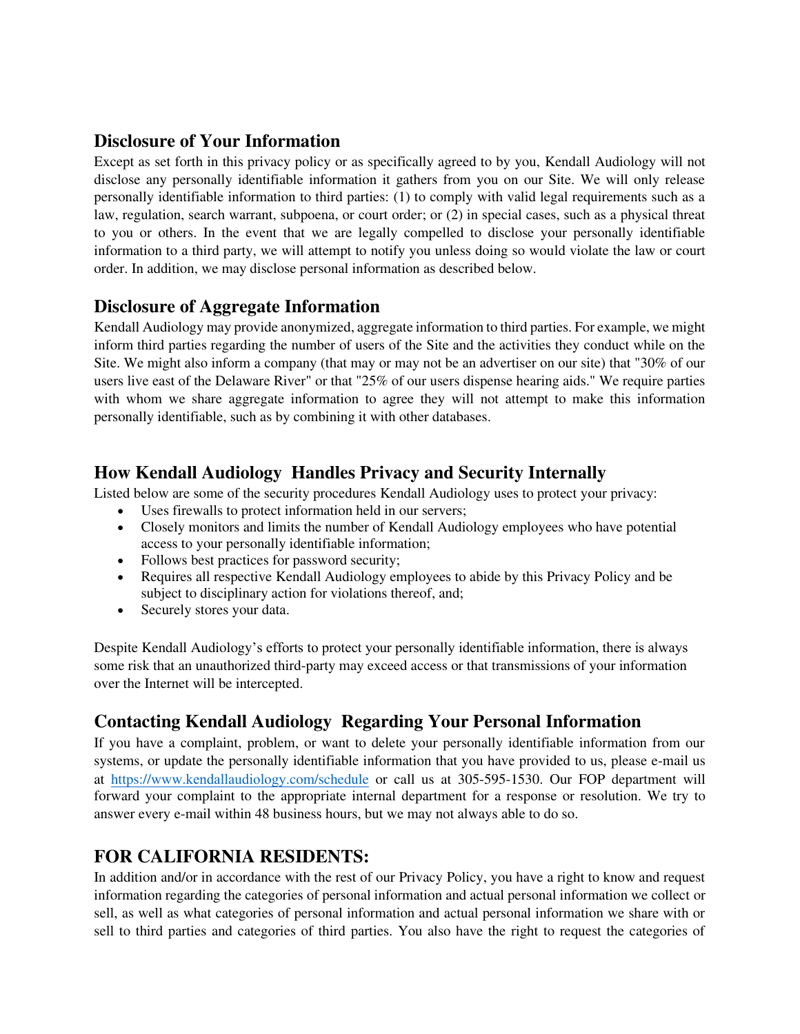## Disclosure of Your Information

Except as set forth in this privacy policy or as specifically agreed to by you, Kendall Audiology will not disclose any personally identifiable information it gathers from you on our Site. We will only release personally identifiable information to third parties: (1) to comply with valid legal requirements such as a law, regulation, search warrant, subpoena, or court order; or (2) in special cases, such as a physical threat to you or others. In the event that we are legally compelled to disclose your personally identifiable information to a third party, we will attempt to notify you unless doing so would violate the law or court order. In addition, we may disclose personal information as described below.

## Disclosure of Aggregate Information

Kendall Audiology may provide anonymized, aggregate information to third parties. For example, we might inform third parties regarding the number of users of the Site and the activities they conduct while on the Site. We might also inform a company (that may or may not be an advertiser on our site) that "30% of our users live east of the Delaware River" or that "25% of our users dispense hearing aids." We require parties with whom we share aggregate information to agree they will not attempt to make this information personally identifiable, such as by combining it with other databases.

## How Kendall Audiology Handles Privacy and Security Internally

Listed below are some of the security procedures Kendall Audiology uses to protect your privacy:

- Uses firewalls to protect information held in our servers;
- Closely monitors and limits the number of Kendall Audiology employees who have potential access to your personally identifiable information;
- Follows best practices for password security;
- Requires all respective Kendall Audiology employees to abide by this Privacy Policy and be subject to disciplinary action for violations thereof, and;
- Securely stores your data.

Despite Kendall Audiology's efforts to protect your personally identifiable information, there is always some risk that an unauthorized third-party may exceed access or that transmissions of your information over the Internet will be intercepted.

## Contacting Kendall Audiology Regarding Your Personal Information

If you have a complaint, problem, or want to delete your personally identifiable information from our systems, or update the personally identifiable information that you have provided to us, please e-mail us at https://www.kendallaudiology.com/schedule or call us at 305-595-1530. Our FOP department will forward your complaint to the appropriate internal department for a response or resolution. We try to answer every e-mail within 48 business hours, but we may not always able to do so.

## FOR CALIFORNIA RESIDENTS:

In addition and/or in accordance with the rest of our Privacy Policy, you have a right to know and request information regarding the categories of personal information and actual personal information we collect or sell, as well as what categories of personal information and actual personal information we share with or sell to third parties and categories of third parties. You also have the right to request the categories of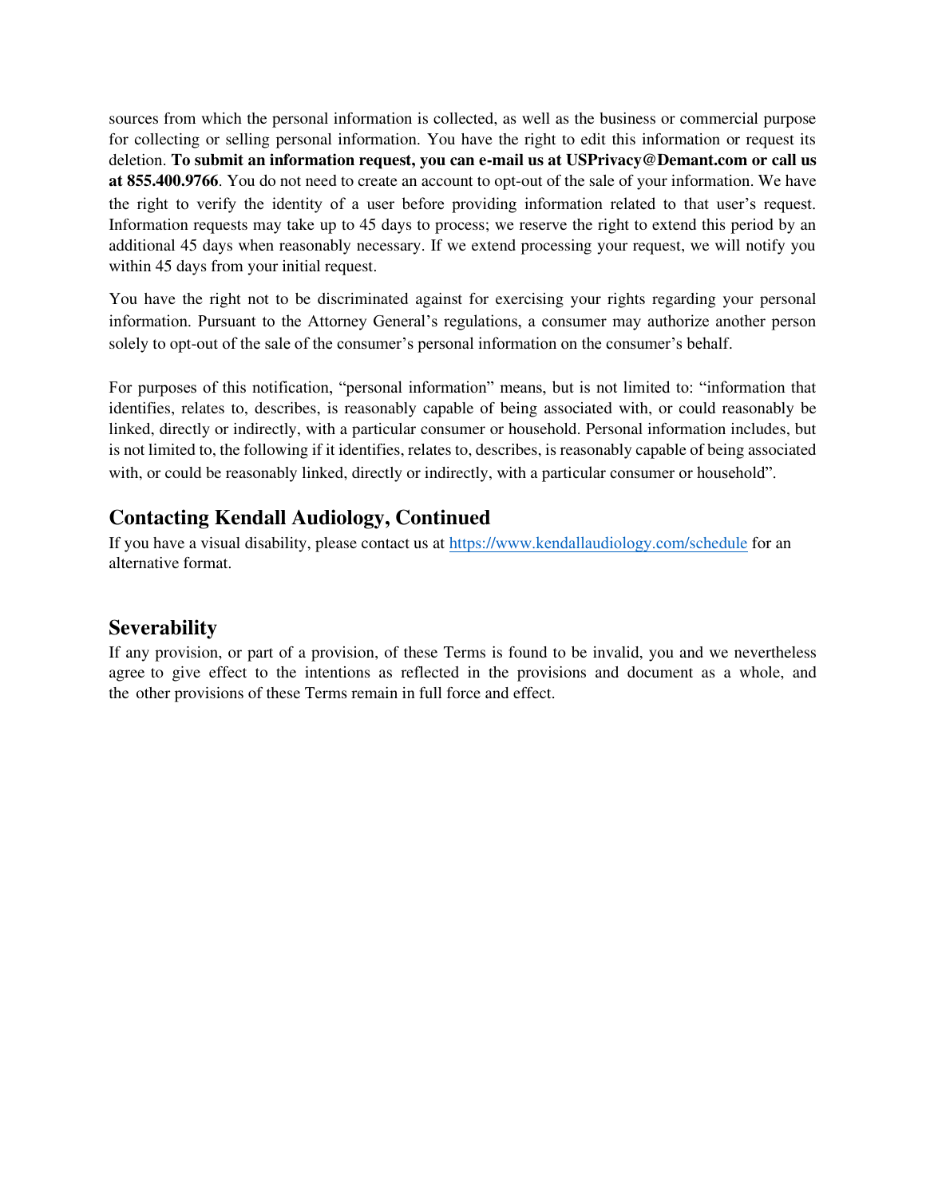sources from which the personal information is collected, as well as the business or commercial purpose for collecting or selling personal information. You have the right to edit this information or request its deletion. **To submit an information request, you can e-mail us at USPrivacy@Demant.com or call us at 855.400.9766**. You do not need to create an account to opt-out of the sale of your information. We have the right to verify the identity of a user before providing information related to that user's request. Information requests may take up to 45 days to process; we reserve the right to extend this period by an additional 45 days when reasonably necessary. If we extend processing your request, we will notify you within 45 days from your initial request.

You have the right not to be discriminated against for exercising your rights regarding your personal information. Pursuant to the Attorney General's regulations, a consumer may authorize another person solely to opt-out of the sale of the consumer's personal information on the consumer's behalf.

For purposes of this notification, "personal information" means, but is not limited to: "information that identifies, relates to, describes, is reasonably capable of being associated with, or could reasonably be linked, directly or indirectly, with a particular consumer or household. Personal information includes, but is not limited to, the following if it identifies, relates to, describes, is reasonably capable of being associated with, or could be reasonably linked, directly or indirectly, with a particular consumer or household".

## Contacting Kendall Audiology, Continued

If you have a visual disability, please contact us at https://www.kendallaudiology.com/schedule for an alternative format.

## Severability

If any provision, or part of a provision, of these Terms is found to be invalid, you and we nevertheless agree to give effect to the intentions as reflected in the provisions and document as a whole, and the other provisions of these Terms remain in full force and effect.